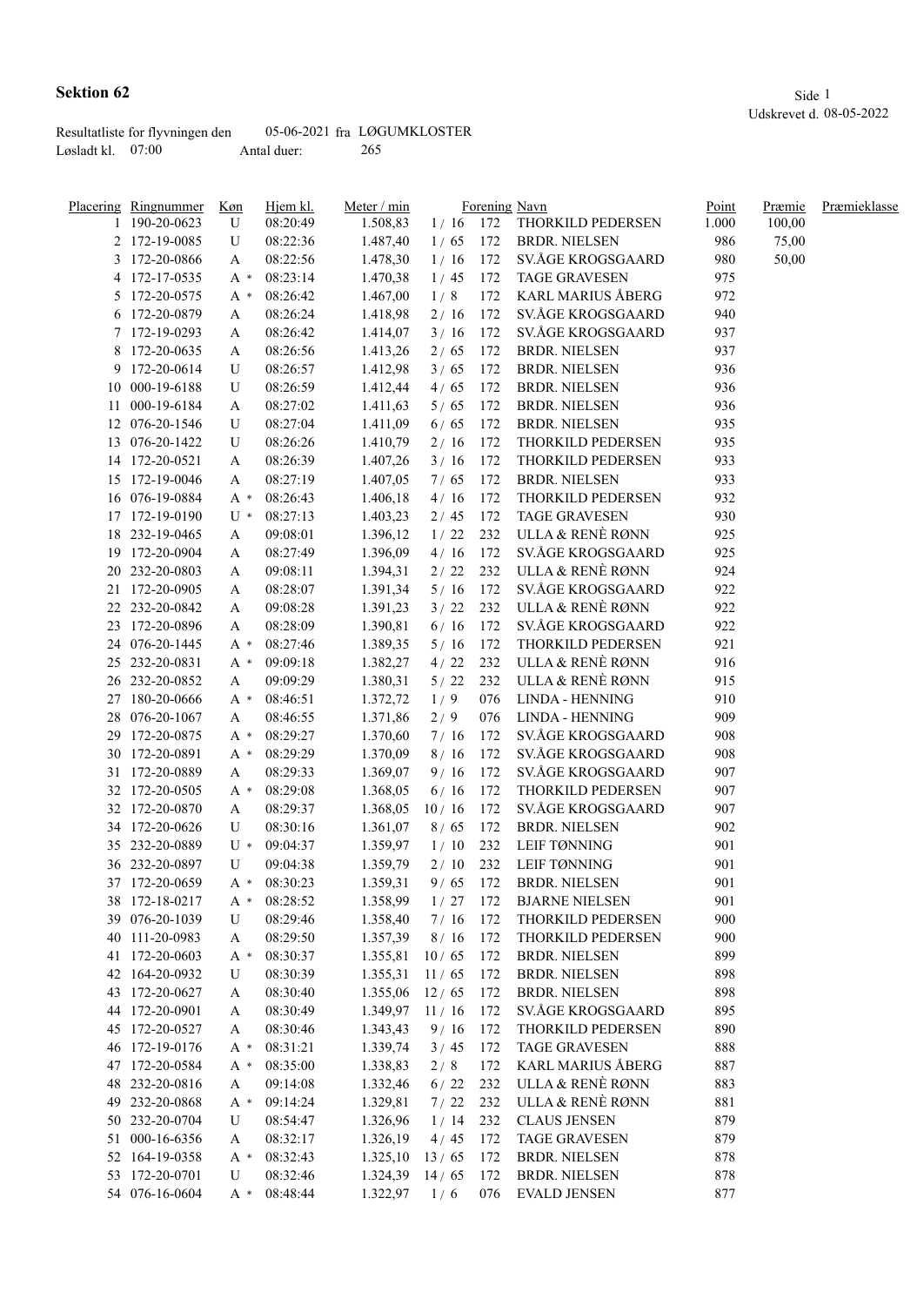# Sektion 62

Udskrevet d. 08-05-2022

Resultatliste for flyvningen den 05-06-2021 fra LØGUMKLOSTER

Løsladt kl. 07:00 Antal duer: 265

| Placering | Ringnummer | Køn | Hjem kl. | Meter / min | | Forening | Navn | Point | Præmie | Præmieklasse |
|---|---|---|---|---|---|---|---|---|---|---|
| 1 | 190-20-0623 | U | 08:20:49 | 1.508,83 | 1 / 16 | 172 | THORKILD PEDERSEN | 1.000 | 100,00 | |
| 2 | 172-19-0085 | U | 08:22:36 | 1.487,40 | 1 / 65 | 172 | BRDR. NIELSEN | 986 | 75,00 | |
| 3 | 172-20-0866 | A | 08:22:56 | 1.478,30 | 1 / 16 | 172 | SV.ÅGE KROGSGAARD | 980 | 50,00 | |
| 4 | 172-17-0535 | A * | 08:23:14 | 1.470,38 | 1 / 45 | 172 | TAGE GRAVESEN | 975 | | |
| 5 | 172-20-0575 | A * | 08:26:42 | 1.467,00 | 1 / 8 | 172 | KARL MARIUS ÅBERG | 972 | | |
| 6 | 172-20-0879 | A | 08:26:24 | 1.418,98 | 2 / 16 | 172 | SV.ÅGE KROGSGAARD | 940 | | |
| 7 | 172-19-0293 | A | 08:26:42 | 1.414,07 | 3 / 16 | 172 | SV.ÅGE KROGSGAARD | 937 | | |
| 8 | 172-20-0635 | A | 08:26:56 | 1.413,26 | 2 / 65 | 172 | BRDR. NIELSEN | 937 | | |
| 9 | 172-20-0614 | U | 08:26:57 | 1.412,98 | 3 / 65 | 172 | BRDR. NIELSEN | 936 | | |
| 10 | 000-19-6188 | U | 08:26:59 | 1.412,44 | 4 / 65 | 172 | BRDR. NIELSEN | 936 | | |
| 11 | 000-19-6184 | A | 08:27:02 | 1.411,63 | 5 / 65 | 172 | BRDR. NIELSEN | 936 | | |
| 12 | 076-20-1546 | U | 08:27:04 | 1.411,09 | 6 / 65 | 172 | BRDR. NIELSEN | 935 | | |
| 13 | 076-20-1422 | U | 08:26:26 | 1.410,79 | 2 / 16 | 172 | THORKILD PEDERSEN | 935 | | |
| 14 | 172-20-0521 | A | 08:26:39 | 1.407,26 | 3 / 16 | 172 | THORKILD PEDERSEN | 933 | | |
| 15 | 172-19-0046 | A | 08:27:19 | 1.407,05 | 7 / 65 | 172 | BRDR. NIELSEN | 933 | | |
| 16 | 076-19-0884 | A * | 08:26:43 | 1.406,18 | 4 / 16 | 172 | THORKILD PEDERSEN | 932 | | |
| 17 | 172-19-0190 | U * | 08:27:13 | 1.403,23 | 2 / 45 | 172 | TAGE GRAVESEN | 930 | | |
| 18 | 232-19-0465 | A | 09:08:01 | 1.396,12 | 1 / 22 | 232 | ULLA & RENÈ RØNN | 925 | | |
| 19 | 172-20-0904 | A | 08:27:49 | 1.396,09 | 4 / 16 | 172 | SV.ÅGE KROGSGAARD | 925 | | |
| 20 | 232-20-0803 | A | 09:08:11 | 1.394,31 | 2 / 22 | 232 | ULLA & RENÈ RØNN | 924 | | |
| 21 | 172-20-0905 | A | 08:28:07 | 1.391,34 | 5 / 16 | 172 | SV.ÅGE KROGSGAARD | 922 | | |
| 22 | 232-20-0842 | A | 09:08:28 | 1.391,23 | 3 / 22 | 232 | ULLA & RENÈ RØNN | 922 | | |
| 23 | 172-20-0896 | A | 08:28:09 | 1.390,81 | 6 / 16 | 172 | SV.ÅGE KROGSGAARD | 922 | | |
| 24 | 076-20-1445 | A * | 08:27:46 | 1.389,35 | 5 / 16 | 172 | THORKILD PEDERSEN | 921 | | |
| 25 | 232-20-0831 | A * | 09:09:18 | 1.382,27 | 4 / 22 | 232 | ULLA & RENÈ RØNN | 916 | | |
| 26 | 232-20-0852 | A | 09:09:29 | 1.380,31 | 5 / 22 | 232 | ULLA & RENÈ RØNN | 915 | | |
| 27 | 180-20-0666 | A * | 08:46:51 | 1.372,72 | 1 / 9 | 076 | LINDA - HENNING | 910 | | |
| 28 | 076-20-1067 | A | 08:46:55 | 1.371,86 | 2 / 9 | 076 | LINDA - HENNING | 909 | | |
| 29 | 172-20-0875 | A * | 08:29:27 | 1.370,60 | 7 / 16 | 172 | SV.ÅGE KROGSGAARD | 908 | | |
| 30 | 172-20-0891 | A * | 08:29:29 | 1.370,09 | 8 / 16 | 172 | SV.ÅGE KROGSGAARD | 908 | | |
| 31 | 172-20-0889 | A | 08:29:33 | 1.369,07 | 9 / 16 | 172 | SV.ÅGE KROGSGAARD | 907 | | |
| 32 | 172-20-0505 | A * | 08:29:08 | 1.368,05 | 6 / 16 | 172 | THORKILD PEDERSEN | 907 | | |
| 32 | 172-20-0870 | A | 08:29:37 | 1.368,05 | 10 / 16 | 172 | SV.ÅGE KROGSGAARD | 907 | | |
| 34 | 172-20-0626 | U | 08:30:16 | 1.361,07 | 8 / 65 | 172 | BRDR. NIELSEN | 902 | | |
| 35 | 232-20-0889 | U * | 09:04:37 | 1.359,97 | 1 / 10 | 232 | LEIF TØNNING | 901 | | |
| 36 | 232-20-0897 | U | 09:04:38 | 1.359,79 | 2 / 10 | 232 | LEIF TØNNING | 901 | | |
| 37 | 172-20-0659 | A * | 08:30:23 | 1.359,31 | 9 / 65 | 172 | BRDR. NIELSEN | 901 | | |
| 38 | 172-18-0217 | A * | 08:28:52 | 1.358,99 | 1 / 27 | 172 | BJARNE NIELSEN | 901 | | |
| 39 | 076-20-1039 | U | 08:29:46 | 1.358,40 | 7 / 16 | 172 | THORKILD PEDERSEN | 900 | | |
| 40 | 111-20-0983 | A | 08:29:50 | 1.357,39 | 8 / 16 | 172 | THORKILD PEDERSEN | 900 | | |
| 41 | 172-20-0603 | A * | 08:30:37 | 1.355,81 | 10 / 65 | 172 | BRDR. NIELSEN | 899 | | |
| 42 | 164-20-0932 | U | 08:30:39 | 1.355,31 | 11 / 65 | 172 | BRDR. NIELSEN | 898 | | |
| 43 | 172-20-0627 | A | 08:30:40 | 1.355,06 | 12 / 65 | 172 | BRDR. NIELSEN | 898 | | |
| 44 | 172-20-0901 | A | 08:30:49 | 1.349,97 | 11 / 16 | 172 | SV.ÅGE KROGSGAARD | 895 | | |
| 45 | 172-20-0527 | A | 08:30:46 | 1.343,43 | 9 / 16 | 172 | THORKILD PEDERSEN | 890 | | |
| 46 | 172-19-0176 | A * | 08:31:21 | 1.339,74 | 3 / 45 | 172 | TAGE GRAVESEN | 888 | | |
| 47 | 172-20-0584 | A * | 08:35:00 | 1.338,83 | 2 / 8 | 172 | KARL MARIUS ÅBERG | 887 | | |
| 48 | 232-20-0816 | A | 09:14:08 | 1.332,46 | 6 / 22 | 232 | ULLA & RENÈ RØNN | 883 | | |
| 49 | 232-20-0868 | A * | 09:14:24 | 1.329,81 | 7 / 22 | 232 | ULLA & RENÈ RØNN | 881 | | |
| 50 | 232-20-0704 | U | 08:54:47 | 1.326,96 | 1 / 14 | 232 | CLAUS JENSEN | 879 | | |
| 51 | 000-16-6356 | A | 08:32:17 | 1.326,19 | 4 / 45 | 172 | TAGE GRAVESEN | 879 | | |
| 52 | 164-19-0358 | A * | 08:32:43 | 1.325,10 | 13 / 65 | 172 | BRDR. NIELSEN | 878 | | |
| 53 | 172-20-0701 | U | 08:32:46 | 1.324,39 | 14 / 65 | 172 | BRDR. NIELSEN | 878 | | |
| 54 | 076-16-0604 | A * | 08:48:44 | 1.322,97 | 1 / 6 | 076 | EVALD JENSEN | 877 | | |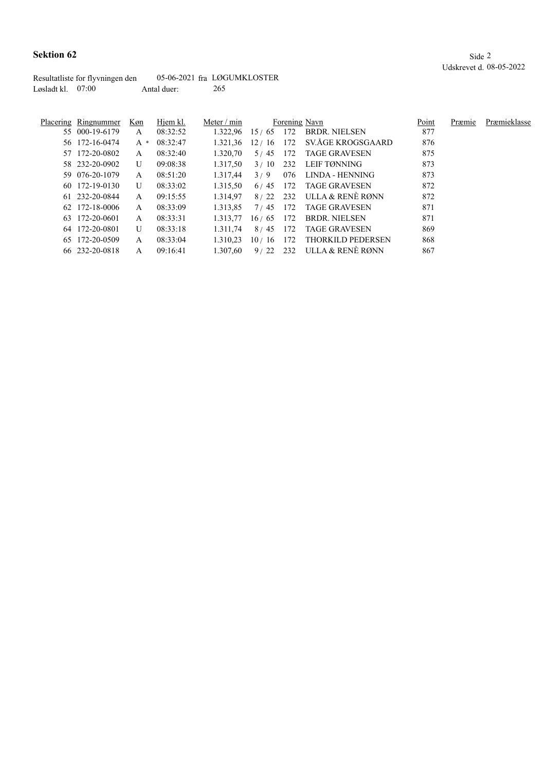**Sektion 62**

Udskrevet d. 08-05-2022

Resultatliste for flyvningen den 05-06-2021 fra LØGUMKLOSTER
Løsladt kl. 07:00 Antal duer: 265

| Placering | Ringnummer | Køn | Hjem kl. | Meter / min | | Forening | Navn | Point | Præmie | Præmieklasse |
|---|---|---|---|---|---|---|---|---|---|---|
| 55 | 000-19-6179 | A | 08:32:52 | 1.322,96 | 15 / 65 | 172 | BRDR. NIELSEN | 877 | | |
| 56 | 172-16-0474 | A * | 08:32:47 | 1.321,36 | 12 / 16 | 172 | SV.ÅGE KROGSGAARD | 876 | | |
| 57 | 172-20-0802 | A | 08:32:40 | 1.320,70 | 5 / 45 | 172 | TAGE GRAVESEN | 875 | | |
| 58 | 232-20-0902 | U | 09:08:38 | 1.317,50 | 3 / 10 | 232 | LEIF TØNNING | 873 | | |
| 59 | 076-20-1079 | A | 08:51:20 | 1.317,44 | 3 / 9 | 076 | LINDA - HENNING | 873 | | |
| 60 | 172-19-0130 | U | 08:33:02 | 1.315,50 | 6 / 45 | 172 | TAGE GRAVESEN | 872 | | |
| 61 | 232-20-0844 | A | 09:15:55 | 1.314,97 | 8 / 22 | 232 | ULLA & RENÈ RØNN | 872 | | |
| 62 | 172-18-0006 | A | 08:33:09 | 1.313,85 | 7 / 45 | 172 | TAGE GRAVESEN | 871 | | |
| 63 | 172-20-0601 | A | 08:33:31 | 1.313,77 | 16 / 65 | 172 | BRDR. NIELSEN | 871 | | |
| 64 | 172-20-0801 | U | 08:33:18 | 1.311,74 | 8 / 45 | 172 | TAGE GRAVESEN | 869 | | |
| 65 | 172-20-0509 | A | 08:33:04 | 1.310,23 | 10 / 16 | 172 | THORKILD PEDERSEN | 868 | | |
| 66 | 232-20-0818 | A | 09:16:41 | 1.307,60 | 9 / 22 | 232 | ULLA & RENÈ RØNN | 867 | | |